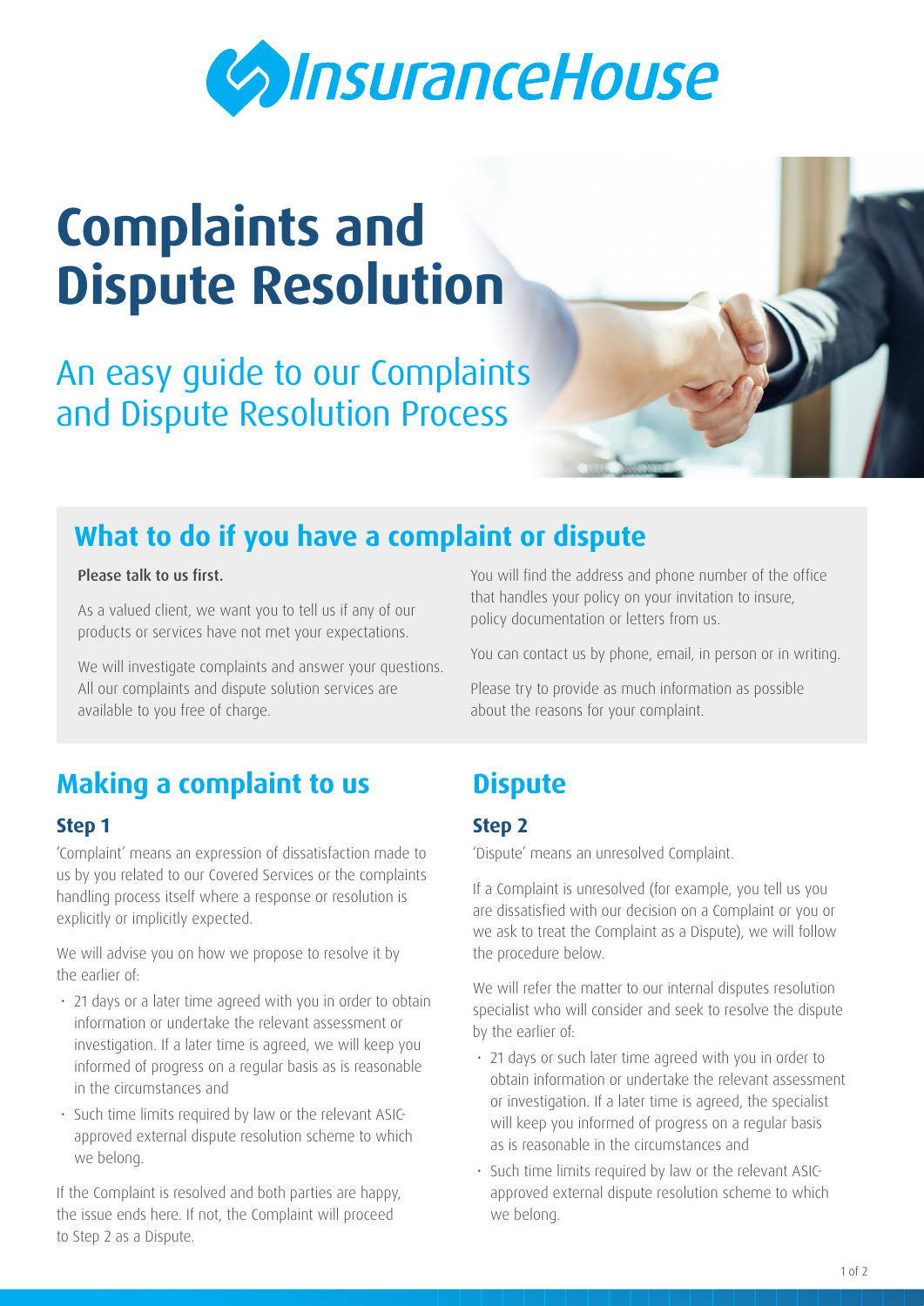InsuranceHouse

# Complaints and Dispute Resolution

An easy guide to our Complaints and Dispute Resolution Process

## What to do if you have a complaint or dispute

Please talk to us first.

As a valued client, we want you to tell us if any of our products or services have not met your expectations.

We will investigate complaints and answer your questions. All our complaints and dispute solution services are available to you free of charge.

You will find the address and phone number of the office that handles your policy on your invitation to insure, policy documentation or letters from us.

You can contact us by phone, email, in person or in writing.

Please try to provide as much information as possible about the reasons for your complaint.

## Making a complaint to us

### Step 1

'Complaint' means an expression of dissatisfaction made to us by you related to our Covered Services or the complaints handling process itself where a response or resolution is explicitly or implicitly expected.

We will advise you on how we propose to resolve it by the earlier of:

- 21 days or a later time agreed with you in order to obtain information or undertake the relevant assessment or investigation. If a later time is agreed, we will keep you informed of progress on a regular basis as is reasonable in the circumstances and
- Such time limits required by law or the relevant ASIC-approved external dispute resolution scheme to which we belong.

If the Complaint is resolved and both parties are happy, the issue ends here. If not, the Complaint will proceed to Step 2 as a Dispute.

## Dispute

### Step 2

'Dispute' means an unresolved Complaint.

If a Complaint is unresolved (for example, you tell us you are dissatisfied with our decision on a Complaint or you or we ask to treat the Complaint as a Dispute), we will follow the procedure below.

We will refer the matter to our internal disputes resolution specialist who will consider and seek to resolve the dispute by the earlier of:

- 21 days or such later time agreed with you in order to obtain information or undertake the relevant assessment or investigation. If a later time is agreed, the specialist will keep you informed of progress on a regular basis as is reasonable in the circumstances and
- Such time limits required by law or the relevant ASIC-approved external dispute resolution scheme to which we belong.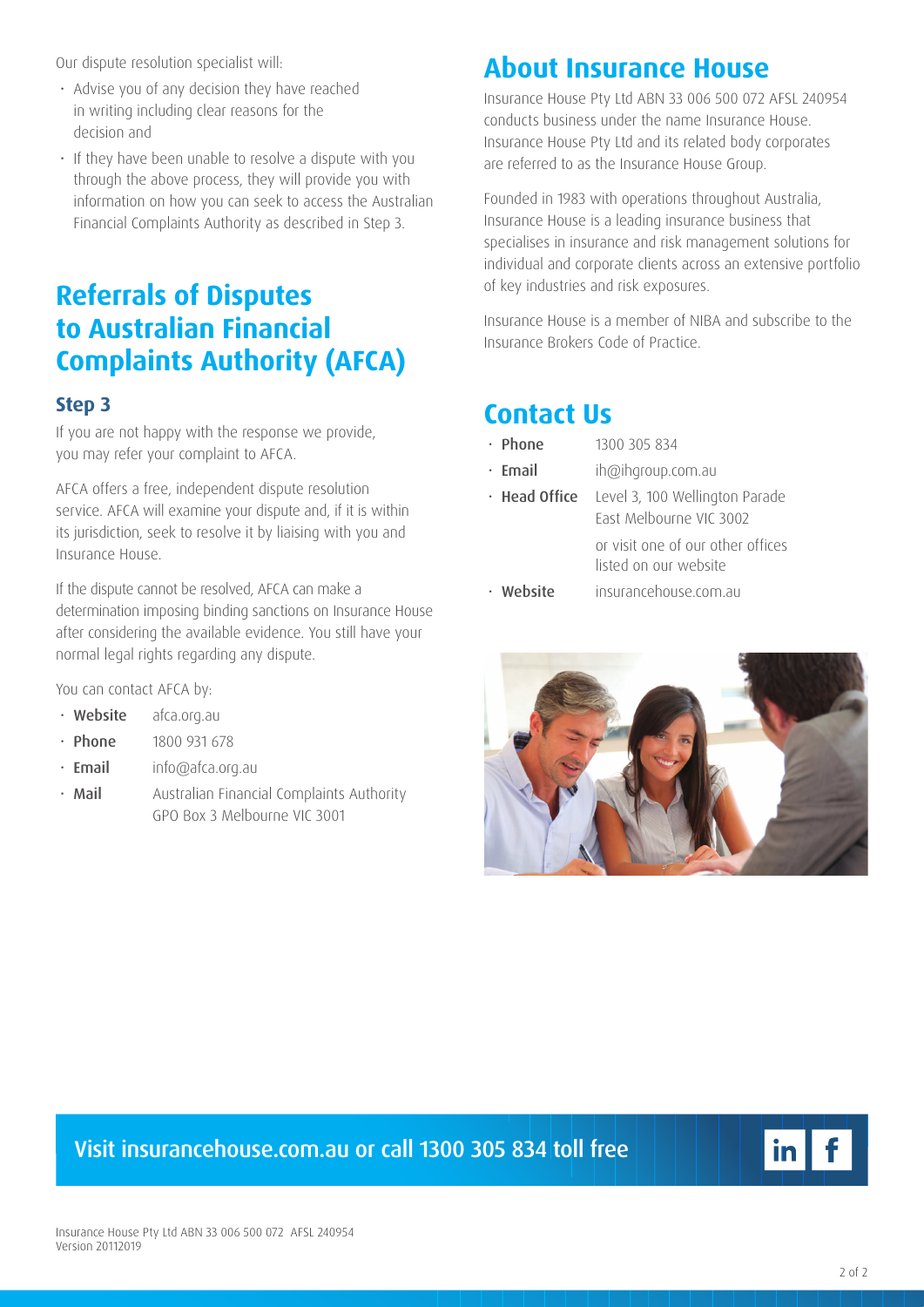Our dispute resolution specialist will:

- Advise you of any decision they have reached in writing including clear reasons for the decision and
- If they have been unable to resolve a dispute with you through the above process, they will provide you with information on how you can seek to access the Australian Financial Complaints Authority as described in Step 3.

## Referrals of Disputes to Australian Financial Complaints Authority (AFCA)

### Step 3

If you are not happy with the response we provide, you may refer your complaint to AFCA.

AFCA offers a free, independent dispute resolution service. AFCA will examine your dispute and, if it is within its jurisdiction, seek to resolve it by liaising with you and Insurance House.

If the dispute cannot be resolved, AFCA can make a determination imposing binding sanctions on Insurance House after considering the available evidence. You still have your normal legal rights regarding any dispute.

You can contact AFCA by:

- **Website** afca.org.au
- **Phone** 1800 931 678
- **Email** info@afca.org.au
- **Mail** Australian Financial Complaints Authority GPO Box 3 Melbourne VIC 3001

## About Insurance House

Insurance House Pty Ltd ABN 33 006 500 072 AFSL 240954 conducts business under the name Insurance House. Insurance House Pty Ltd and its related body corporates are referred to as the Insurance House Group.

Founded in 1983 with operations throughout Australia, Insurance House is a leading insurance business that specialises in insurance and risk management solutions for individual and corporate clients across an extensive portfolio of key industries and risk exposures.

Insurance House is a member of NIBA and subscribe to the Insurance Brokers Code of Practice.

## Contact Us

- **Phone** 1300 305 834
- **Email** ih@ihgroup.com.au
- **Head Office** Level 3, 100 Wellington Parade East Melbourne VIC 3002

  or visit one of our other offices listed on our website
- **Website** insurancehouse.com.au

Visit insurancehouse.com.au or call 1300 305 834 toll free

Insurance House Pty Ltd ABN 33 006 500 072 AFSL 240954
Version 20112019